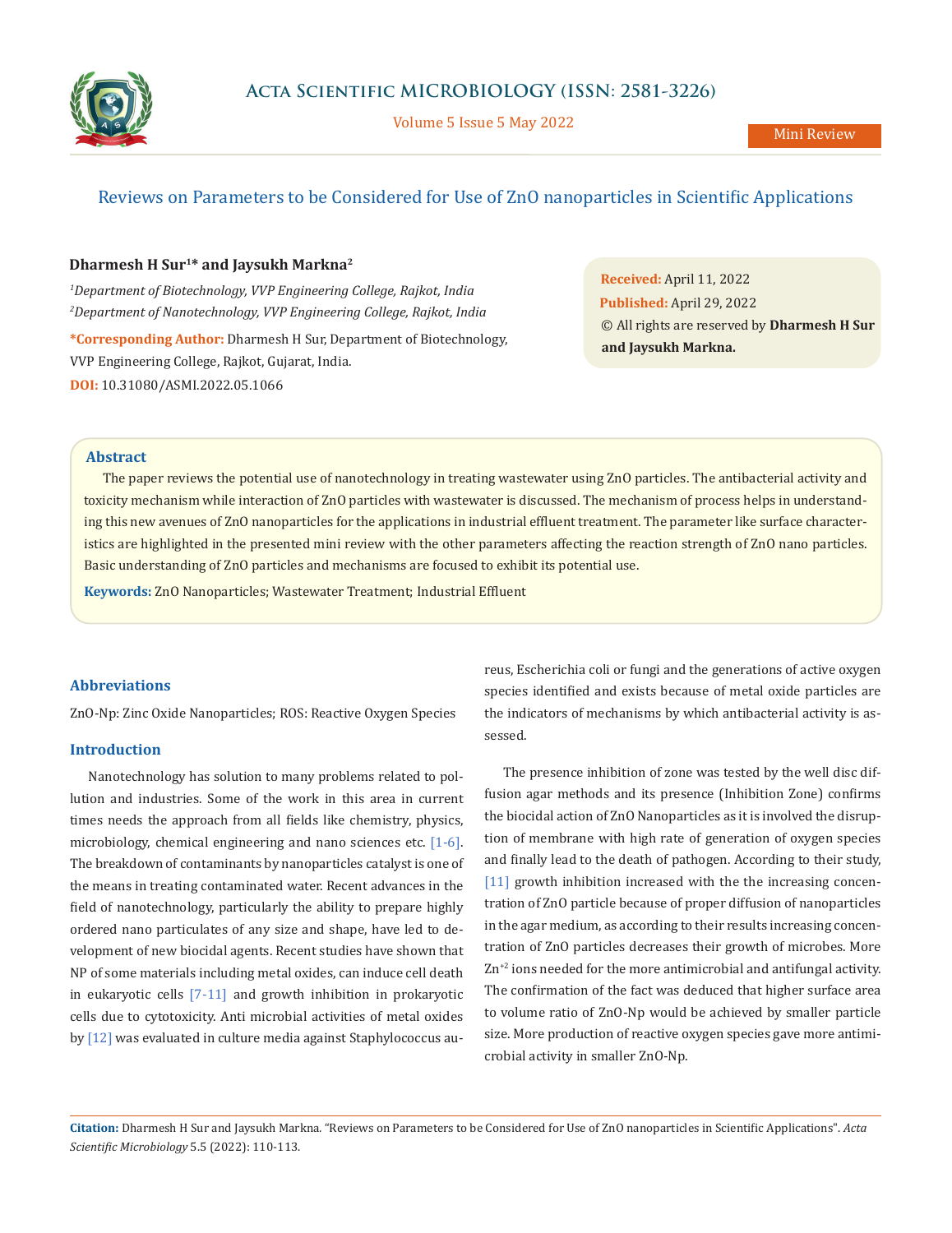Mini Review

# Reviews on Parameters to be Considered for Use of ZnO nanoparticles in Scientific Applications

**Dharmesh H Sur[1]* and Jaysukh Markna[2]**

*[1]Department of Biotechnology, VVP Engineering College, Rajkot, India*
*[2]Department of Nanotechnology, VVP Engineering College, Rajkot, India*

**\*Corresponding Author:** Dharmesh H Sur, Department of Biotechnology, VVP Engineering College, Rajkot, Gujarat, India.

**DOI:** 10.31080/ASMI.2022.05.1066

**Received:** April 11, 2022
**Published:** April 29, 2022
© All rights are reserved by **Dharmesh H Sur and Jaysukh Markna.**

## Abstract

The paper reviews the potential use of nanotechnology in treating wastewater using ZnO particles. The antibacterial activity and toxicity mechanism while interaction of ZnO particles with wastewater is discussed. The mechanism of process helps in understanding this new avenues of ZnO nanoparticles for the applications in industrial effluent treatment. The parameter like surface characteristics are highlighted in the presented mini review with the other parameters affecting the reaction strength of ZnO nano particles. Basic understanding of ZnO particles and mechanisms are focused to exhibit its potential use.

**Keywords:** ZnO Nanoparticles; Wastewater Treatment; Industrial Effluent

## Abbreviations

ZnO-Np: Zinc Oxide Nanoparticles; ROS: Reactive Oxygen Species

## Introduction

Nanotechnology has solution to many problems related to pollution and industries. Some of the work in this area in current times needs the approach from all fields like chemistry, physics, microbiology, chemical engineering and nano sciences etc. [1-6]. The breakdown of contaminants by nanoparticles catalyst is one of the means in treating contaminated water. Recent advances in the field of nanotechnology, particularly the ability to prepare highly ordered nano particulates of any size and shape, have led to development of new biocidal agents. Recent studies have shown that NP of some materials including metal oxides, can induce cell death in eukaryotic cells [7-11] and growth inhibition in prokaryotic cells due to cytotoxicity. Anti microbial activities of metal oxides by [12] was evaluated in culture media against Staphylococcus aureus, Escherichia coli or fungi and the generations of active oxygen species identified and exists because of metal oxide particles are the indicators of mechanisms by which antibacterial activity is assessed.

The presence inhibition of zone was tested by the well disc diffusion agar methods and its presence (Inhibition Zone) confirms the biocidal action of ZnO Nanoparticles as it is involved the disruption of membrane with high rate of generation of oxygen species and finally lead to the death of pathogen. According to their study, [11] growth inhibition increased with the the increasing concentration of ZnO particle because of proper diffusion of nanoparticles in the agar medium, as according to their results increasing concentration of ZnO particles decreases their growth of microbes. More $Zn^{+2}$ ions needed for the more antimicrobial and antifungal activity. The confirmation of the fact was deduced that higher surface area to volume ratio of ZnO-Np would be achieved by smaller particle size. More production of reactive oxygen species gave more antimicrobial activity in smaller ZnO-Np.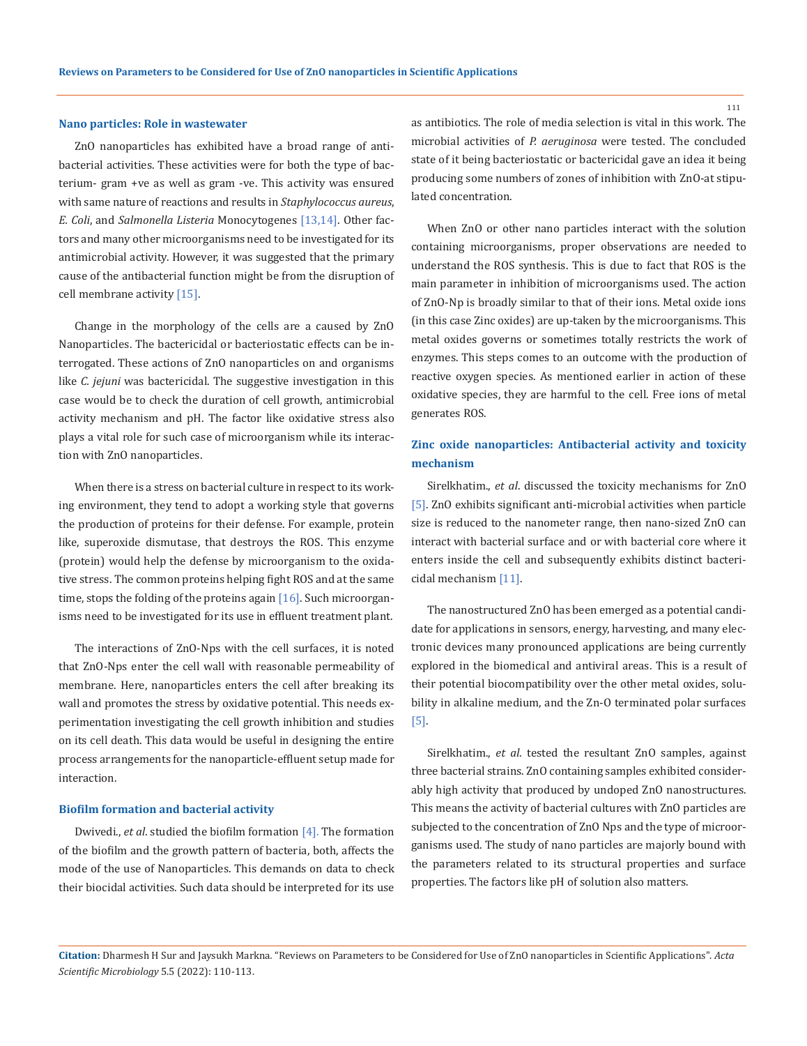### Nano particles: Role in wastewater

ZnO nanoparticles has exhibited have a broad range of antibacterial activities. These activities were for both the type of bacterium- gram +ve as well as gram -ve. This activity was ensured with same nature of reactions and results in *Staphylococcus aureus*, *E. Coli*, and *Salmonella Listeria* Monocytogenes [13,14]. Other factors and many other microorganisms need to be investigated for its antimicrobial activity. However, it was suggested that the primary cause of the antibacterial function might be from the disruption of cell membrane activity [15].

Change in the morphology of the cells are a caused by ZnO Nanoparticles. The bactericidal or bacteriostatic effects can be interrogated. These actions of ZnO nanoparticles on and organisms like *C. jejuni* was bactericidal. The suggestive investigation in this case would be to check the duration of cell growth, antimicrobial activity mechanism and pH. The factor like oxidative stress also plays a vital role for such case of microorganism while its interaction with ZnO nanoparticles.

When there is a stress on bacterial culture in respect to its working environment, they tend to adopt a working style that governs the production of proteins for their defense. For example, protein like, superoxide dismutase, that destroys the ROS. This enzyme (protein) would help the defense by microorganism to the oxidative stress. The common proteins helping fight ROS and at the same time, stops the folding of the proteins again [16]. Such microorganisms need to be investigated for its use in effluent treatment plant.

The interactions of ZnO-Nps with the cell surfaces, it is noted that ZnO-Nps enter the cell wall with reasonable permeability of membrane. Here, nanoparticles enters the cell after breaking its wall and promotes the stress by oxidative potential. This needs experimentation investigating the cell growth inhibition and studies on its cell death. This data would be useful in designing the entire process arrangements for the nanoparticle-effluent setup made for interaction.

### Biofilm formation and bacterial activity

Dwivedi., *et al*. studied the biofilm formation [4]. The formation of the biofilm and the growth pattern of bacteria, both, affects the mode of the use of Nanoparticles. This demands on data to check their biocidal activities. Such data should be interpreted for its use as antibiotics. The role of media selection is vital in this work. The microbial activities of *P. aeruginosa* were tested. The concluded state of it being bacteriostatic or bactericidal gave an idea it being producing some numbers of zones of inhibition with ZnO-at stipulated concentration.

When ZnO or other nano particles interact with the solution containing microorganisms, proper observations are needed to understand the ROS synthesis. This is due to fact that ROS is the main parameter in inhibition of microorganisms used. The action of ZnO-Np is broadly similar to that of their ions. Metal oxide ions (in this case Zinc oxides) are up-taken by the microorganisms. This metal oxides governs or sometimes totally restricts the work of enzymes. This steps comes to an outcome with the production of reactive oxygen species. As mentioned earlier in action of these oxidative species, they are harmful to the cell. Free ions of metal generates ROS.

### Zinc oxide nanoparticles: Antibacterial activity and toxicity mechanism

Sirelkhatim., *et al*. discussed the toxicity mechanisms for ZnO [5]. ZnO exhibits significant anti-microbial activities when particle size is reduced to the nanometer range, then nano-sized ZnO can interact with bacterial surface and or with bacterial core where it enters inside the cell and subsequently exhibits distinct bactericidal mechanism [11].

The nanostructured ZnO has been emerged as a potential candidate for applications in sensors, energy, harvesting, and many electronic devices many pronounced applications are being currently explored in the biomedical and antiviral areas. This is a result of their potential biocompatibility over the other metal oxides, solubility in alkaline medium, and the Zn-O terminated polar surfaces [5].

Sirelkhatim., *et al*. tested the resultant ZnO samples, against three bacterial strains. ZnO containing samples exhibited considerably high activity that produced by undoped ZnO nanostructures. This means the activity of bacterial cultures with ZnO particles are subjected to the concentration of ZnO Nps and the type of microorganisms used. The study of nano particles are majorly bound with the parameters related to its structural properties and surface properties. The factors like pH of solution also matters.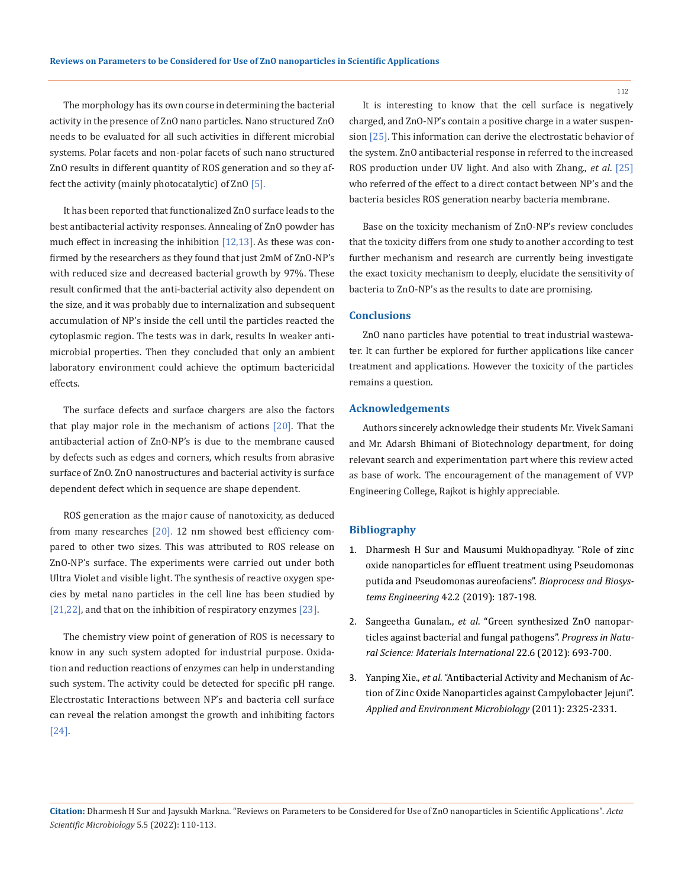The morphology has its own course in determining the bacterial activity in the presence of ZnO nano particles. Nano structured ZnO needs to be evaluated for all such activities in different microbial systems. Polar facets and non-polar facets of such nano structured ZnO results in different quantity of ROS generation and so they affect the activity (mainly photocatalytic) of ZnO [5].

It has been reported that functionalized ZnO surface leads to the best antibacterial activity responses. Annealing of ZnO powder has much effect in increasing the inhibition [12,13]. As these was confirmed by the researchers as they found that just 2mM of ZnO-NP's with reduced size and decreased bacterial growth by 97%. These result confirmed that the anti-bacterial activity also dependent on the size, and it was probably due to internalization and subsequent accumulation of NP's inside the cell until the particles reacted the cytoplasmic region. The tests was in dark, results In weaker antimicrobial properties. Then they concluded that only an ambient laboratory environment could achieve the optimum bactericidal effects.

The surface defects and surface chargers are also the factors that play major role in the mechanism of actions [20]. That the antibacterial action of ZnO-NP's is due to the membrane caused by defects such as edges and corners, which results from abrasive surface of ZnO. ZnO nanostructures and bacterial activity is surface dependent defect which in sequence are shape dependent.

ROS generation as the major cause of nanotoxicity, as deduced from many researches [20]. 12 nm showed best efficiency compared to other two sizes. This was attributed to ROS release on ZnO-NP's surface. The experiments were carried out under both Ultra Violet and visible light. The synthesis of reactive oxygen species by metal nano particles in the cell line has been studied by [21,22], and that on the inhibition of respiratory enzymes [23].

The chemistry view point of generation of ROS is necessary to know in any such system adopted for industrial purpose. Oxidation and reduction reactions of enzymes can help in understanding such system. The activity could be detected for specific pH range. Electrostatic Interactions between NP's and bacteria cell surface can reveal the relation amongst the growth and inhibiting factors [24].

It is interesting to know that the cell surface is negatively charged, and ZnO-NP's contain a positive charge in a water suspension [25]. This information can derive the electrostatic behavior of the system. ZnO antibacterial response in referred to the increased ROS production under UV light. And also with Zhang., *et al*. [25] who referred of the effect to a direct contact between NP's and the bacteria besicles ROS generation nearby bacteria membrane.

Base on the toxicity mechanism of ZnO-NP's review concludes that the toxicity differs from one study to another according to test further mechanism and research are currently being investigate the exact toxicity mechanism to deeply, elucidate the sensitivity of bacteria to ZnO-NP's as the results to date are promising.

## Conclusions

ZnO nano particles have potential to treat industrial wastewater. It can further be explored for further applications like cancer treatment and applications. However the toxicity of the particles remains a question.

## Acknowledgements

Authors sincerely acknowledge their students Mr. Vivek Samani and Mr. Adarsh Bhimani of Biotechnology department, for doing relevant search and experimentation part where this review acted as base of work. The encouragement of the management of VVP Engineering College, Rajkot is highly appreciable.

## Bibliography

1. Dharmesh H Sur and Mausumi Mukhopadhyay. "Role of zinc oxide nanoparticles for effluent treatment using Pseudomonas putida and Pseudomonas aureofaciens". *Bioprocess and Biosystems Engineering* 42.2 (2019): 187-198.
2. Sangeetha Gunalan., *et al*. "Green synthesized ZnO nanoparticles against bacterial and fungal pathogens". *Progress in Natural Science: Materials International* 22.6 (2012): 693-700.
3. Yanping Xie., *et al*. "Antibacterial Activity and Mechanism of Action of Zinc Oxide Nanoparticles against Campylobacter Jejuni". *Applied and Environment Microbiology* (2011): 2325-2331.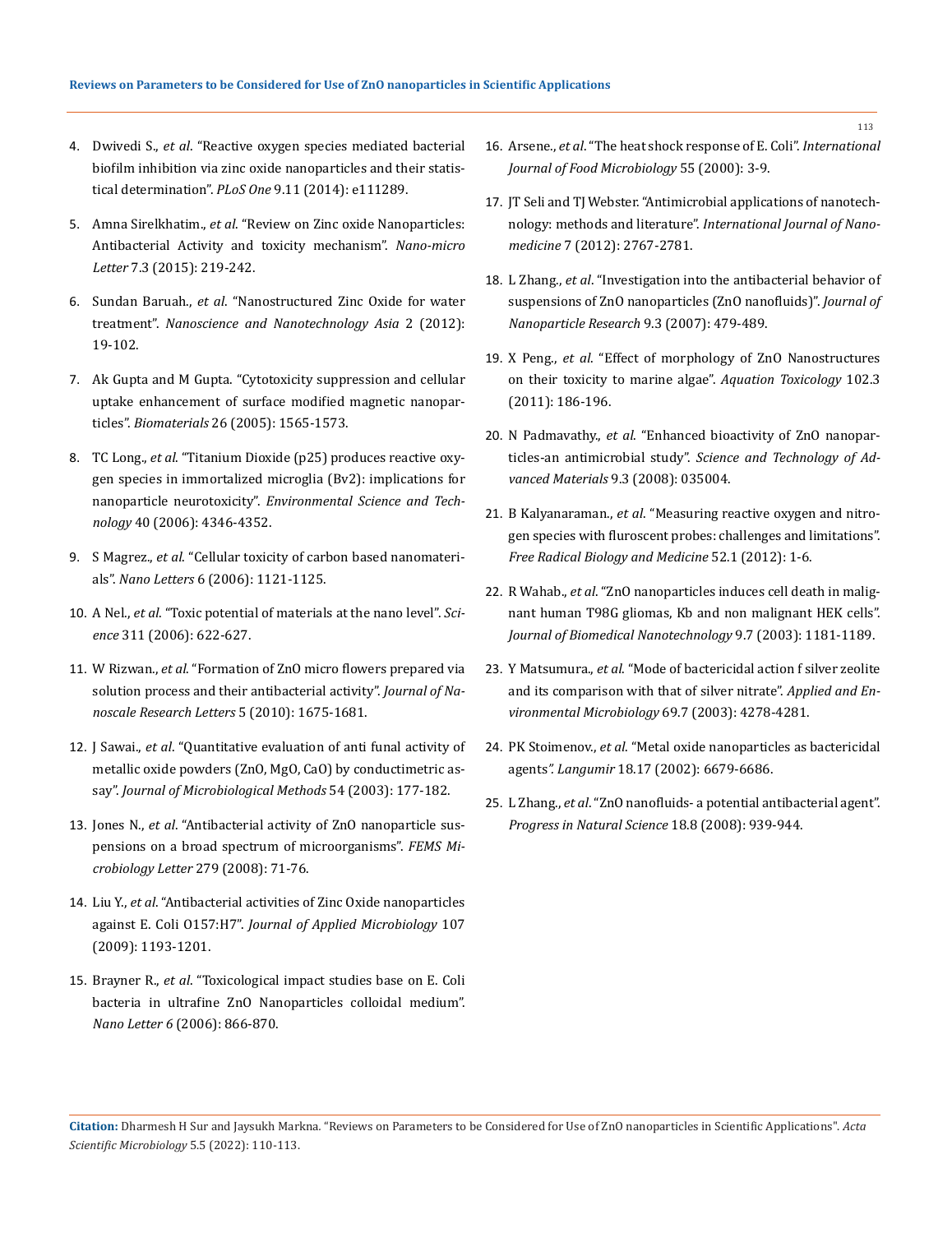4. Dwivedi S., *et al*. "Reactive oxygen species mediated bacterial biofilm inhibition via zinc oxide nanoparticles and their statistical determination". *PLoS One* 9.11 (2014): e111289.
5. Amna Sirelkhatim., *et al*. "Review on Zinc oxide Nanoparticles: Antibacterial Activity and toxicity mechanism". *Nano-micro Letter* 7.3 (2015): 219-242.
6. Sundan Baruah., *et al*. "Nanostructured Zinc Oxide for water treatment". *Nanoscience and Nanotechnology Asia* 2 (2012): 19-102.
7. Ak Gupta and M Gupta. "Cytotoxicity suppression and cellular uptake enhancement of surface modified magnetic nanoparticles". *Biomaterials* 26 (2005): 1565-1573.
8. TC Long., *et al*. "Titanium Dioxide (p25) produces reactive oxygen species in immortalized microglia (Bv2): implications for nanoparticle neurotoxicity". *Environmental Science and Technology* 40 (2006): 4346-4352.
9. S Magrez., *et al*. "Cellular toxicity of carbon based nanomaterials". *Nano Letters* 6 (2006): 1121-1125.
10. A Nel., *et al*. "Toxic potential of materials at the nano level". *Science* 311 (2006): 622-627.
11. W Rizwan., *et al*. "Formation of ZnO micro flowers prepared via solution process and their antibacterial activity". *Journal of Nanoscale Research Letters* 5 (2010): 1675-1681.
12. J Sawai., *et al*. "Quantitative evaluation of anti funal activity of metallic oxide powders (ZnO, MgO, CaO) by conductimetric assay". *Journal of Microbiological Methods* 54 (2003): 177-182.
13. Jones N., *et al*. "Antibacterial activity of ZnO nanoparticle suspensions on a broad spectrum of microorganisms". *FEMS Microbiology Letter* 279 (2008): 71-76.
14. Liu Y., *et al*. "Antibacterial activities of Zinc Oxide nanoparticles against E. Coli O157:H7". *Journal of Applied Microbiology* 107 (2009): 1193-1201.
15. Brayner R., *et al*. "Toxicological impact studies base on E. Coli bacteria in ultrafine ZnO Nanoparticles colloidal medium". *Nano Letter 6* (2006): 866-870.
16. Arsene., *et al*. "The heat shock response of E. Coli". *International Journal of Food Microbiology* 55 (2000): 3-9.
17. JT Seli and TJ Webster. "Antimicrobial applications of nanotechnology: methods and literature". *International Journal of Nanomedicine* 7 (2012): 2767-2781.
18. L Zhang., *et al*. "Investigation into the antibacterial behavior of suspensions of ZnO nanoparticles (ZnO nanofluids)". *Journal of Nanoparticle Research* 9.3 (2007): 479-489.
19. X Peng., *et al*. "Effect of morphology of ZnO Nanostructures on their toxicity to marine algae". *Aquation Toxicology* 102.3 (2011): 186-196.
20. N Padmavathy., *et al*. "Enhanced bioactivity of ZnO nanoparticles-an antimicrobial study". *Science and Technology of Advanced Materials* 9.3 (2008): 035004.
21. B Kalyanaraman., *et al*. "Measuring reactive oxygen and nitrogen species with fluroscent probes: challenges and limitations". *Free Radical Biology and Medicine* 52.1 (2012): 1-6.
22. R Wahab., *et al*. "ZnO nanoparticles induces cell death in malignant human T98G gliomas, Kb and non malignant HEK cells". *Journal of Biomedical Nanotechnology* 9.7 (2003): 1181-1189.
23. Y Matsumura., *et al*. "Mode of bactericidal action f silver zeolite and its comparison with that of silver nitrate". *Applied and Environmental Microbiology* 69.7 (2003): 4278-4281.
24. PK Stoimenov., *et al*. "Metal oxide nanoparticles as bactericidal agents*". Languir* 18.17 (2002): 6679-6686.
25. L Zhang., *et al*. "ZnO nanofluids- a potential antibacterial agent". *Progress in Natural Science* 18.8 (2008): 939-944.